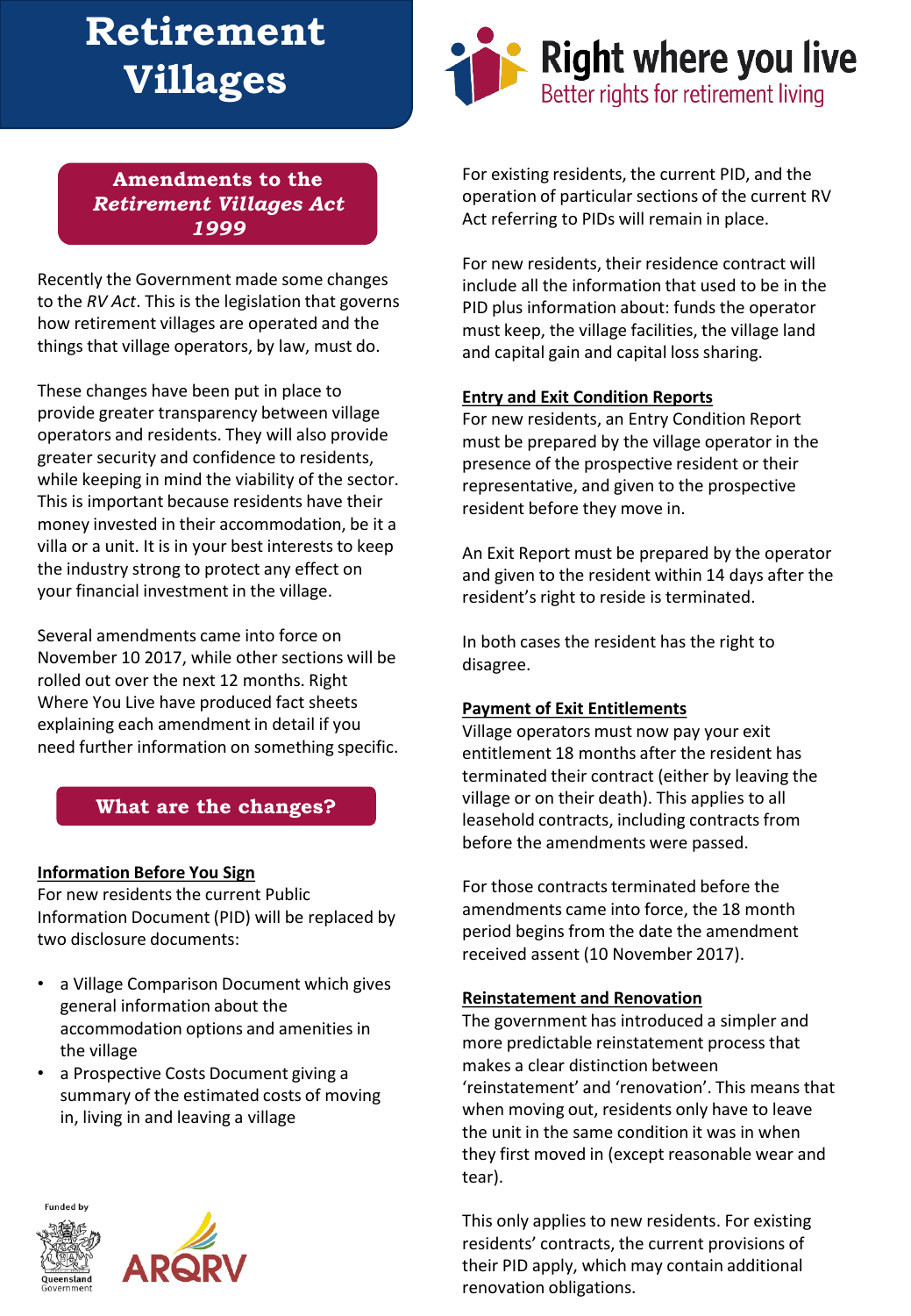# Retirement Villages

Right where you live
Better rights for retirement living

## Amendments to the *Retirement Villages Act 1999*

Recently the Government made some changes to the *RV Act*. This is the legislation that governs how retirement villages are operated and the things that village operators, by law, must do.

These changes have been put in place to provide greater transparency between village operators and residents. They will also provide greater security and confidence to residents, while keeping in mind the viability of the sector. This is important because residents have their money invested in their accommodation, be it a villa or a unit. It is in your best interests to keep the industry strong to protect any effect on your financial investment in the village.

Several amendments came into force on November 10 2017, while other sections will be rolled out over the next 12 months. Right Where You Live have produced fact sheets explaining each amendment in detail if you need further information on something specific.

## What are the changes?

### Information Before You Sign

For new residents the current Public Information Document (PID) will be replaced by two disclosure documents:

- a Village Comparison Document which gives general information about the accommodation options and amenities in the village
- a Prospective Costs Document giving a summary of the estimated costs of moving in, living in and leaving a village

Funded by

Queensland Government

ARQRV

For existing residents, the current PID, and the operation of particular sections of the current RV Act referring to PIDs will remain in place.

For new residents, their residence contract will include all the information that used to be in the PID plus information about: funds the operator must keep, the village facilities, the village land and capital gain and capital loss sharing.

### Entry and Exit Condition Reports

For new residents, an Entry Condition Report must be prepared by the village operator in the presence of the prospective resident or their representative, and given to the prospective resident before they move in.

An Exit Report must be prepared by the operator and given to the resident within 14 days after the resident's right to reside is terminated.

In both cases the resident has the right to disagree.

### Payment of Exit Entitlements

Village operators must now pay your exit entitlement 18 months after the resident has terminated their contract (either by leaving the village or on their death). This applies to all leasehold contracts, including contracts from before the amendments were passed.

For those contracts terminated before the amendments came into force, the 18 month period begins from the date the amendment received assent (10 November 2017).

### Reinstatement and Renovation

The government has introduced a simpler and more predictable reinstatement process that makes a clear distinction between 'reinstatement' and 'renovation'. This means that when moving out, residents only have to leave the unit in the same condition it was in when they first moved in (except reasonable wear and tear).

This only applies to new residents. For existing residents' contracts, the current provisions of their PID apply, which may contain additional renovation obligations.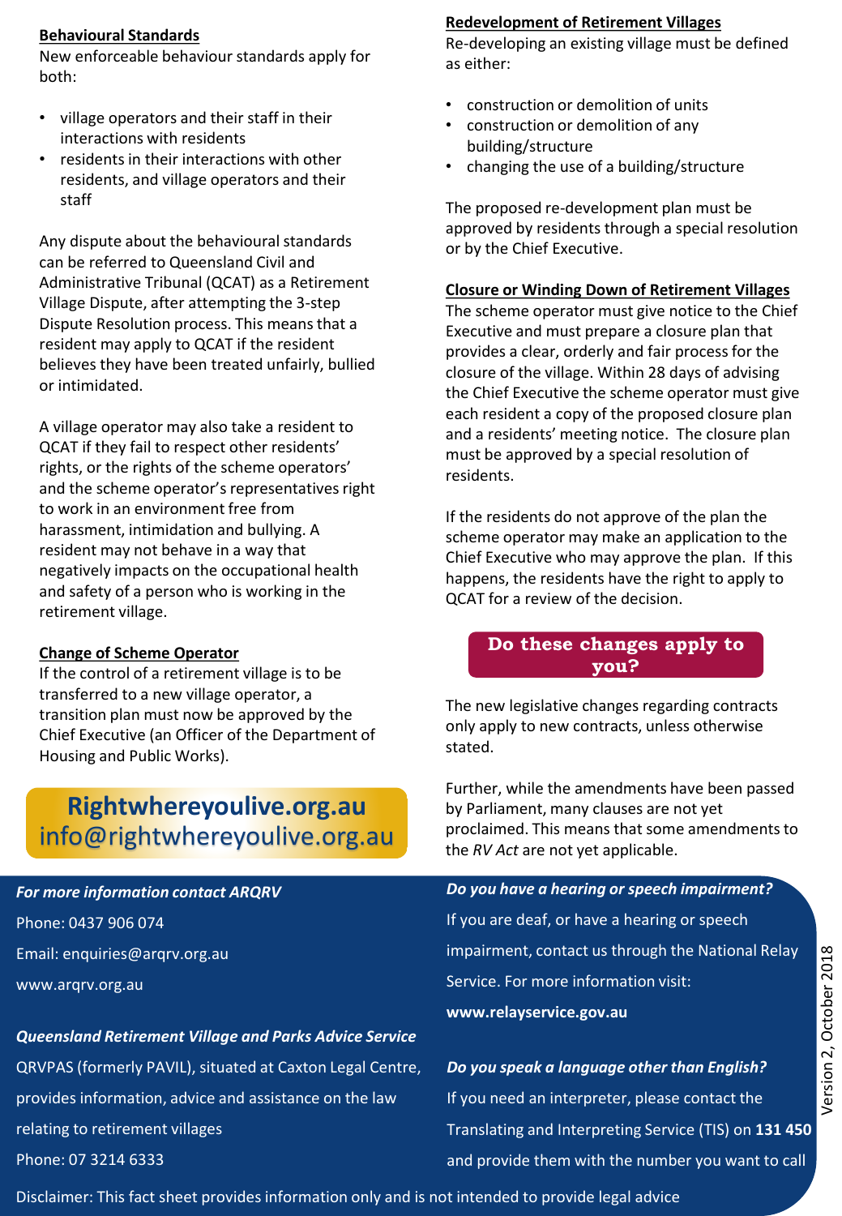## Behavioural Standards

New enforceable behaviour standards apply for both:

- village operators and their staff in their interactions with residents
- residents in their interactions with other residents, and village operators and their staff

Any dispute about the behavioural standards can be referred to Queensland Civil and Administrative Tribunal (QCAT) as a Retirement Village Dispute, after attempting the 3-step Dispute Resolution process. This means that a resident may apply to QCAT if the resident believes they have been treated unfairly, bullied or intimidated.

A village operator may also take a resident to QCAT if they fail to respect other residents' rights, or the rights of the scheme operators' and the scheme operator's representatives right to work in an environment free from harassment, intimidation and bullying. A resident may not behave in a way that negatively impacts on the occupational health and safety of a person who is working in the retirement village.

## Change of Scheme Operator

If the control of a retirement village is to be transferred to a new village operator, a transition plan must now be approved by the Chief Executive (an Officer of the Department of Housing and Public Works).

**Rightwhereyoulive.org.au**
info@rightwhereyoulive.org.au

## Redevelopment of Retirement Villages

Re-developing an existing village must be defined as either:

- construction or demolition of units
- construction or demolition of any building/structure
- changing the use of a building/structure

The proposed re-development plan must be approved by residents through a special resolution or by the Chief Executive.

## Closure or Winding Down of Retirement Villages

The scheme operator must give notice to the Chief Executive and must prepare a closure plan that provides a clear, orderly and fair process for the closure of the village. Within 28 days of advising the Chief Executive the scheme operator must give each resident a copy of the proposed closure plan and a residents' meeting notice. The closure plan must be approved by a special resolution of residents.

If the residents do not approve of the plan the scheme operator may make an application to the Chief Executive who may approve the plan. If this happens, the residents have the right to apply to QCAT for a review of the decision.

## Do these changes apply to you?

The new legislative changes regarding contracts only apply to new contracts, unless otherwise stated.

Further, while the amendments have been passed by Parliament, many clauses are not yet proclaimed. This means that some amendments to the *RV Act* are not yet applicable.

***For more information contact ARQRV***

Phone: 0437 906 074

Email: enquiries@arqrv.org.au

www.arqrv.org.au

***Queensland Retirement Village and Parks Advice Service***

QRVPAS (formerly PAVIL), situated at Caxton Legal Centre, provides information, advice and assistance on the law relating to retirement villages

Phone: 07 3214 6333

***Do you have a hearing or speech impairment?***

If you are deaf, or have a hearing or speech impairment, contact us through the National Relay Service. For more information visit:

**www.relayservice.gov.au**

***Do you speak a language other than English?***

If you need an interpreter, please contact the Translating and Interpreting Service (TIS) on **131 450** and provide them with the number you want to call

Version 2, October 2018

Disclaimer: This fact sheet provides information only and is not intended to provide legal advice